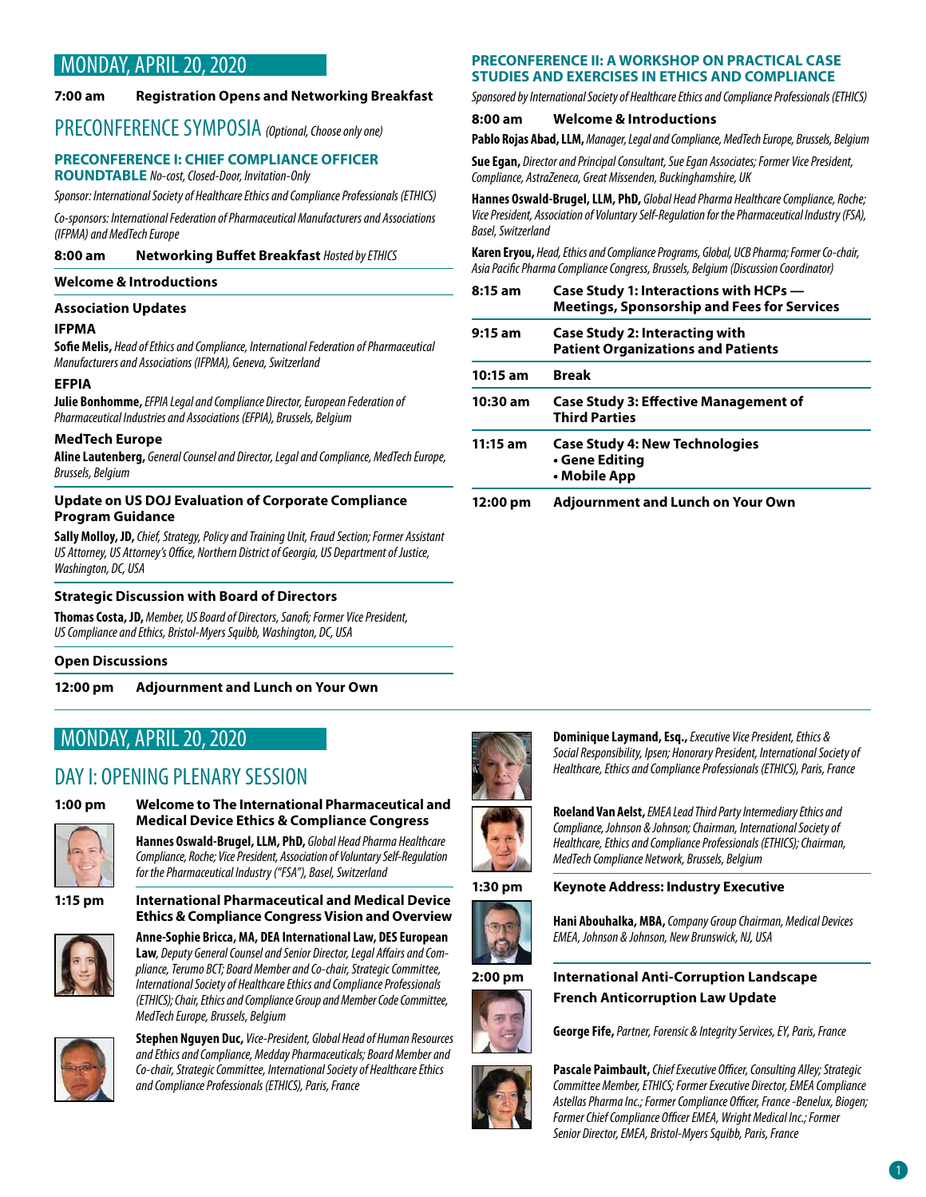## MONDAY, APRIL 20, 2020

**7:00 am** **Registration Opens and Networking Breakfast**

## PRECONFERENCE SYMPOSIA *(Optional, Choose only one)*

### PRECONFERENCE I: CHIEF COMPLIANCE OFFICER ROUNDTABLE *No-cost, Closed-Door, Invitation-Only*

*Sponsor: International Society of Healthcare Ethics and Compliance Professionals (ETHICS)*

*Co-sponsors: International Federation of Pharmaceutical Manufacturers and Associations (IFPMA) and MedTech Europe*

**8:00 am** **Networking Buffet Breakfast** *Hosted by ETHICS*

**Welcome & Introductions**

**Association Updates**

**IFPMA**

**Sofie Melis,** *Head of Ethics and Compliance, International Federation of Pharmaceutical Manufacturers and Associations (IFPMA), Geneva, Switzerland*

**EFPIA**

**Julie Bonhomme,** *EFPIA Legal and Compliance Director, European Federation of Pharmaceutical Industries and Associations (EFPIA), Brussels, Belgium*

**MedTech Europe**

**Aline Lautenberg,** *General Counsel and Director, Legal and Compliance, MedTech Europe, Brussels, Belgium*

**Update on US DOJ Evaluation of Corporate Compliance Program Guidance**

**Sally Molloy, JD,** *Chief, Strategy, Policy and Training Unit, Fraud Section; Former Assistant US Attorney, US Attorney's Office, Northern District of Georgia, US Department of Justice, Washington, DC, USA*

**Strategic Discussion with Board of Directors**

**Thomas Costa, JD,** *Member, US Board of Directors, Sanofi; Former Vice President, US Compliance and Ethics, Bristol-Myers Squibb, Washington, DC, USA*

**Open Discussions**

**12:00 pm** **Adjournment and Lunch on Your Own**

### PRECONFERENCE II: A WORKSHOP ON PRACTICAL CASE STUDIES AND EXERCISES IN ETHICS AND COMPLIANCE

*Sponsored by International Society of Healthcare Ethics and Compliance Professionals (ETHICS)*

**8:00 am** **Welcome & Introductions**

**Pablo Rojas Abad, LLM,** *Manager, Legal and Compliance, MedTech Europe, Brussels, Belgium*

**Sue Egan,** *Director and Principal Consultant, Sue Egan Associates; Former Vice President, Compliance, AstraZeneca, Great Missenden, Buckinghamshire, UK*

**Hannes Oswald-Brugel, LLM, PhD,** *Global Head Pharma Healthcare Compliance, Roche; Vice President, Association of Voluntary Self-Regulation for the Pharmaceutical Industry (FSA), Basel, Switzerland*

**Karen Eryou,** *Head, Ethics and Compliance Programs, Global, UCB Pharma; Former Co-chair, Asia Pacific Pharma Compliance Congress, Brussels, Belgium (Discussion Coordinator)*

**8:15 am** **Case Study 1: Interactions with HCPs — Meetings, Sponsorship and Fees for Services**

**9:15 am** **Case Study 2: Interacting with Patient Organizations and Patients**

**10:15 am** **Break**

**10:30 am** **Case Study 3: Effective Management of Third Parties**

**11:15 am** **Case Study 4: New Technologies**
- **Gene Editing**
- **Mobile App**

**12:00 pm** **Adjournment and Lunch on Your Own**

## MONDAY, APRIL 20, 2020

## DAY I: OPENING PLENARY SESSION

**1:00 pm** **Welcome to The International Pharmaceutical and Medical Device Ethics & Compliance Congress**

**Hannes Oswald-Brugel, LLM, PhD,** *Global Head Pharma Healthcare Compliance, Roche; Vice President, Association of Voluntary Self-Regulation for the Pharmaceutical Industry ("FSA"), Basel, Switzerland*

**1:15 pm** **International Pharmaceutical and Medical Device Ethics & Compliance Congress Vision and Overview**

**Anne-Sophie Bricca, MA, DEA International Law, DES European Law,** *Deputy General Counsel and Senior Director, Legal Affairs and Compliance, Terumo BCT; Board Member and Co-chair, Strategic Committee, International Society of Healthcare Ethics and Compliance Professionals (ETHICS); Chair, Ethics and Compliance Group and Member Code Committee, MedTech Europe, Brussels, Belgium*

**Stephen Nguyen Duc,** *Vice-President, Global Head of Human Resources and Ethics and Compliance, Medday Pharmaceuticals; Board Member and Co-chair, Strategic Committee, International Society of Healthcare Ethics and Compliance Professionals (ETHICS), Paris, France*

**Dominique Laymand, Esq.,** *Executive Vice President, Ethics & Social Responsibility, Ipsen; Honorary President, International Society of Healthcare, Ethics and Compliance Professionals (ETHICS), Paris, France*

**Roeland Van Aelst,** *EMEA Lead Third Party Intermediary Ethics and Compliance, Johnson & Johnson; Chairman, International Society of Healthcare, Ethics and Compliance Professionals (ETHICS); Chairman, MedTech Compliance Network, Brussels, Belgium*

**1:30 pm** **Keynote Address: Industry Executive**

**Hani Abouhalka, MBA,** *Company Group Chairman, Medical Devices EMEA, Johnson & Johnson, New Brunswick, NJ, USA*

**2:00 pm** **International Anti-Corruption Landscape**
**French Anticorruption Law Update**

**George Fife,** *Partner, Forensic & Integrity Services, EY, Paris, France*

**Pascale Paimbault,** *Chief Executive Officer, Consulting Alley; Strategic Committee Member, ETHICS; Former Executive Director, EMEA Compliance Astellas Pharma Inc.; Former Compliance Officer, France -Benelux, Biogen; Former Chief Compliance Officer EMEA, Wright Medical Inc.; Former Senior Director, EMEA, Bristol-Myers Squibb, Paris, France*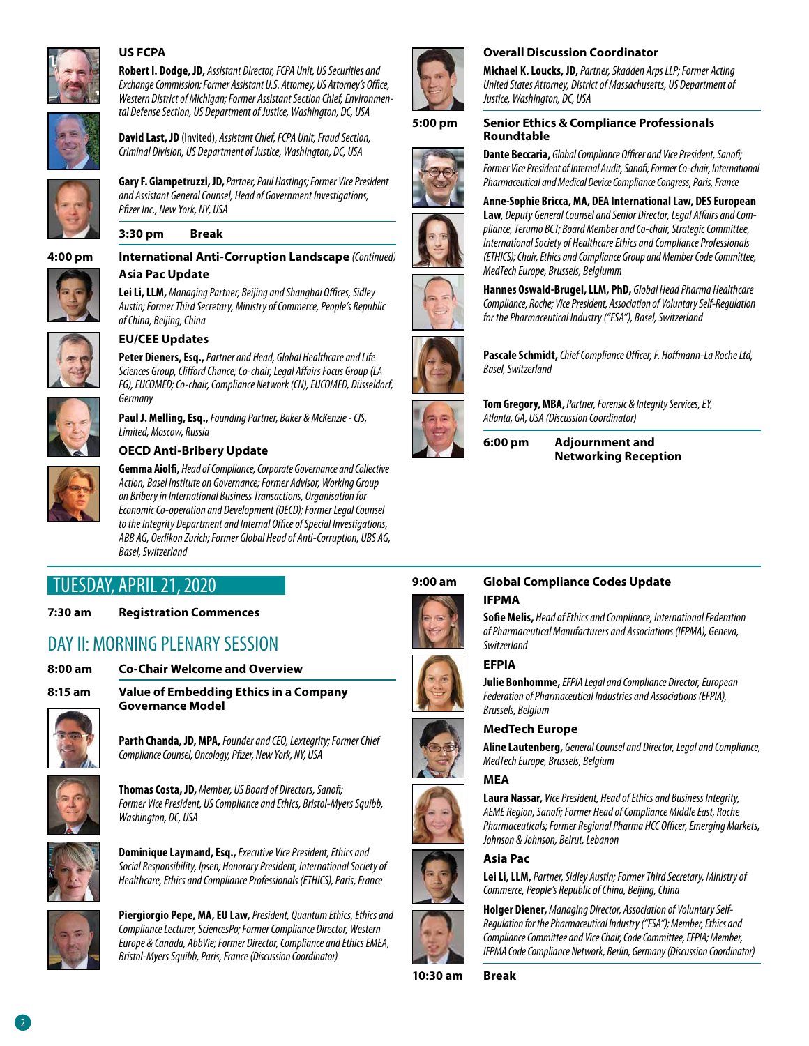### US FCPA

**Robert I. Dodge, JD,** *Assistant Director, FCPA Unit, US Securities and Exchange Commission; Former Assistant U.S. Attorney, US Attorney's Office, Western District of Michigan; Former Assistant Section Chief, Environmental Defense Section, US Department of Justice, Washington, DC, USA*

**David Last, JD** (Invited), *Assistant Chief, FCPA Unit, Fraud Section, Criminal Division, US Department of Justice, Washington, DC, USA*

**Gary F. Giampetruzzi, JD,** *Partner, Paul Hastings; Former Vice President and Assistant General Counsel, Head of Government Investigations, Pfizer Inc., New York, NY, USA*

**3:30 pm** **Break**

**4:00 pm** **International Anti-Corruption Landscape** *(Continued)*

### Asia Pac Update

**Lei Li, LLM,** *Managing Partner, Beijing and Shanghai Offices, Sidley Austin; Former Third Secretary, Ministry of Commerce, People's Republic of China, Beijing, China*

### EU/CEE Updates

**Peter Dieners, Esq.,** *Partner and Head, Global Healthcare and Life Sciences Group, Clifford Chance; Co-chair, Legal Affairs Focus Group (LA FG), EUCOMED; Co-chair, Compliance Network (CN), EUCOMED, Düsseldorf, Germany*

**Paul J. Melling, Esq.,** *Founding Partner, Baker & McKenzie - CIS, Limited, Moscow, Russia*

### OECD Anti-Bribery Update

**Gemma Aiolfi,** *Head of Compliance, Corporate Governance and Collective Action, Basel Institute on Governance; Former Advisor, Working Group on Bribery in International Business Transactions, Organisation for Economic Co-operation and Development (OECD); Former Legal Counsel to the Integrity Department and Internal Office of Special Investigations, ABB AG, Oerlikon Zurich; Former Global Head of Anti-Corruption, UBS AG, Basel, Switzerland*

### Overall Discussion Coordinator

**Michael K. Loucks, JD,** *Partner, Skadden Arps LLP; Former Acting United States Attorney, District of Massachusetts, US Department of Justice, Washington, DC, USA*

**5:00 pm** **Senior Ethics & Compliance Professionals Roundtable**

**Dante Beccaria,** *Global Compliance Officer and Vice President, Sanofi; Former Vice President of Internal Audit, Sanofi; Former Co-chair, International Pharmaceutical and Medical Device Compliance Congress, Paris, France*

**Anne-Sophie Bricca, MA, DEA International Law, DES European Law,** *Deputy General Counsel and Senior Director, Legal Affairs and Compliance, Terumo BCT; Board Member and Co-chair, Strategic Committee, International Society of Healthcare Ethics and Compliance Professionals (ETHICS); Chair, Ethics and Compliance Group and Member Code Committee, MedTech Europe, Brussels, Belgiumm*

**Hannes Oswald-Brugel, LLM, PhD,** *Global Head Pharma Healthcare Compliance, Roche; Vice President, Association of Voluntary Self-Regulation for the Pharmaceutical Industry ("FSA"), Basel, Switzerland*

**Pascale Schmidt,** *Chief Compliance Officer, F. Hoffmann-La Roche Ltd, Basel, Switzerland*

**Tom Gregory, MBA,** *Partner, Forensic & Integrity Services, EY, Atlanta, GA, USA (Discussion Coordinator)*

**6:00 pm** **Adjournment and Networking Reception**

## TUESDAY, APRIL 21, 2020

**7:30 am** **Registration Commences**

## DAY II: MORNING PLENARY SESSION

**8:00 am** **Co-Chair Welcome and Overview**

**8:15 am** **Value of Embedding Ethics in a Company Governance Model**

**Parth Chanda, JD, MPA,** *Founder and CEO, Lextegrity; Former Chief Compliance Counsel, Oncology, Pfizer, New York, NY, USA*

**Thomas Costa, JD,** *Member, US Board of Directors, Sanofi; Former Vice President, US Compliance and Ethics, Bristol-Myers Squibb, Washington, DC, USA*

**Dominique Laymand, Esq.,** *Executive Vice President, Ethics and Social Responsibility, Ipsen; Honorary President, International Society of Healthcare, Ethics and Compliance Professionals (ETHICS), Paris, France*

**Piergiorgio Pepe, MA, EU Law,** *President, Quantum Ethics, Ethics and Compliance Lecturer, SciencesPo; Former Compliance Director, Western Europe & Canada, AbbVie; Former Director, Compliance and Ethics EMEA, Bristol-Myers Squibb, Paris, France (Discussion Coordinator)*

**9:00 am** **Global Compliance Codes Update**

### IFPMA

**Sofie Melis,** *Head of Ethics and Compliance, International Federation of Pharmaceutical Manufacturers and Associations (IFPMA), Geneva, Switzerland*

### EFPIA

**Julie Bonhomme,** *EFPIA Legal and Compliance Director, European Federation of Pharmaceutical Industries and Associations (EFPIA), Brussels, Belgium*

### MedTech Europe

**Aline Lautenberg,** *General Counsel and Director, Legal and Compliance, MedTech Europe, Brussels, Belgium*

### MEA

**Laura Nassar,** *Vice President, Head of Ethics and Business Integrity, AEME Region, Sanofi; Former Head of Compliance Middle East, Roche Pharmaceuticals; Former Regional Pharma HCC Officer, Emerging Markets, Johnson & Johnson, Beirut, Lebanon*

### Asia Pac

**Lei Li, LLM,** *Partner, Sidley Austin; Former Third Secretary, Ministry of Commerce, People's Republic of China, Beijing, China*

**Holger Diener,** *Managing Director, Association of Voluntary Self-Regulation for the Pharmaceutical Industry ("FSA"); Member, Ethics and Compliance Committee and Vice Chair, Code Committee, EFPIA; Member, IFPMA Code Compliance Network, Berlin, Germany (Discussion Coordinator)*

**10:30 am** **Break**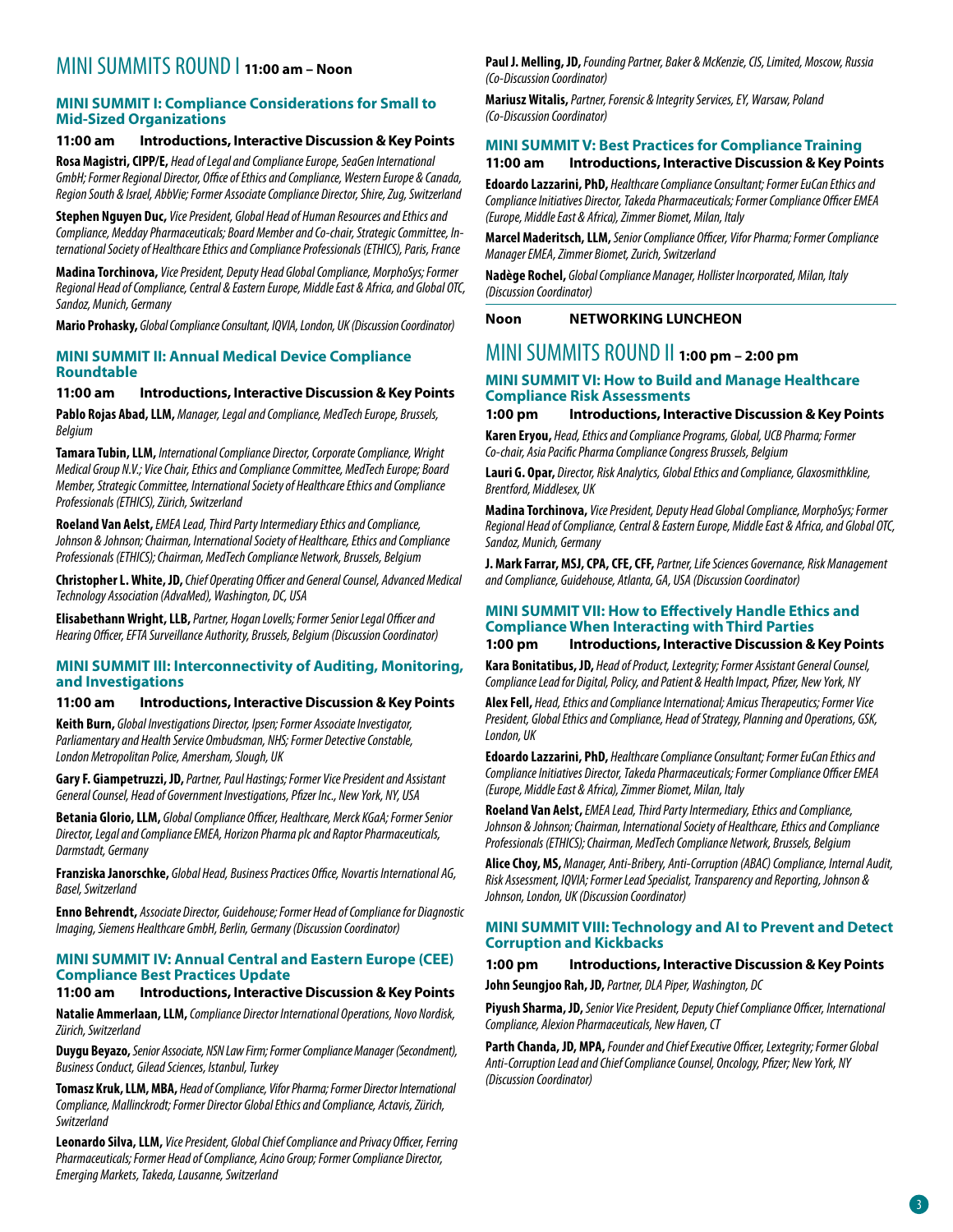## MINI SUMMITS ROUND I 11:00 am – Noon

### MINI SUMMIT I: Compliance Considerations for Small to Mid-Sized Organizations

**11:00 am Introductions, Interactive Discussion & Key Points**

**Rosa Magistri, CIPP/E,** *Head of Legal and Compliance Europe, SeaGen International GmbH; Former Regional Director, Office of Ethics and Compliance, Western Europe & Canada, Region South & Israel, AbbVie; Former Associate Compliance Director, Shire, Zug, Switzerland*

**Stephen Nguyen Duc,** *Vice President, Global Head of Human Resources and Ethics and Compliance, Medday Pharmaceuticals; Board Member and Co-chair, Strategic Committee, International Society of Healthcare Ethics and Compliance Professionals (ETHICS), Paris, France*

**Madina Torchinova,** *Vice President, Deputy Head Global Compliance, MorphoSys; Former Regional Head of Compliance, Central & Eastern Europe, Middle East & Africa, and Global OTC, Sandoz, Munich, Germany*

**Mario Prohasky,** *Global Compliance Consultant, IQVIA, London, UK (Discussion Coordinator)*

### MINI SUMMIT II: Annual Medical Device Compliance Roundtable

**11:00 am Introductions, Interactive Discussion & Key Points**

**Pablo Rojas Abad, LLM,** *Manager, Legal and Compliance, MedTech Europe, Brussels, Belgium*

**Tamara Tubin, LLM,** *International Compliance Director, Corporate Compliance, Wright Medical Group N.V.; Vice Chair, Ethics and Compliance Committee, MedTech Europe; Board Member, Strategic Committee, International Society of Healthcare Ethics and Compliance Professionals (ETHICS), Zürich, Switzerland*

**Roeland Van Aelst,** *EMEA Lead, Third Party Intermediary Ethics and Compliance, Johnson & Johnson; Chairman, International Society of Healthcare, Ethics and Compliance Professionals (ETHICS); Chairman, MedTech Compliance Network, Brussels, Belgium*

**Christopher L. White, JD,** *Chief Operating Officer and General Counsel, Advanced Medical Technology Association (AdvaMed), Washington, DC, USA*

**Elisabethann Wright, LLB,** *Partner, Hogan Lovells; Former Senior Legal Officer and Hearing Officer, EFTA Surveillance Authority, Brussels, Belgium (Discussion Coordinator)*

### MINI SUMMIT III: Interconnectivity of Auditing, Monitoring, and Investigations

**11:00 am Introductions, Interactive Discussion & Key Points**

**Keith Burn,** *Global Investigations Director, Ipsen; Former Associate Investigator, Parliamentary and Health Service Ombudsman, NHS; Former Detective Constable, London Metropolitan Police, Amersham, Slough, UK*

**Gary F. Giampetruzzi, JD,** *Partner, Paul Hastings; Former Vice President and Assistant General Counsel, Head of Government Investigations, Pfizer Inc., New York, NY, USA*

**Betania Glorio, LLM,** *Global Compliance Officer, Healthcare, Merck KGaA; Former Senior Director, Legal and Compliance EMEA, Horizon Pharma plc and Raptor Pharmaceuticals, Darmstadt, Germany*

**Franziska Janorschke,** *Global Head, Business Practices Office, Novartis International AG, Basel, Switzerland*

**Enno Behrendt,** *Associate Director, Guidehouse; Former Head of Compliance for Diagnostic Imaging, Siemens Healthcare GmbH, Berlin, Germany (Discussion Coordinator)*

### MINI SUMMIT IV: Annual Central and Eastern Europe (CEE) Compliance Best Practices Update

**11:00 am Introductions, Interactive Discussion & Key Points**

**Natalie Ammerlaan, LLM,** *Compliance Director International Operations, Novo Nordisk, Zürich, Switzerland*

**Duygu Beyazo,** *Senior Associate, NSN Law Firm; Former Compliance Manager (Secondment), Business Conduct, Gilead Sciences, Istanbul, Turkey*

**Tomasz Kruk, LLM, MBA,** *Head of Compliance, Vifor Pharma; Former Director International Compliance, Mallinckrodt; Former Director Global Ethics and Compliance, Actavis, Zürich, Switzerland*

**Leonardo Silva, LLM,** *Vice President, Global Chief Compliance and Privacy Officer, Ferring Pharmaceuticals; Former Head of Compliance, Acino Group; Former Compliance Director, Emerging Markets, Takeda, Lausanne, Switzerland*

**Paul J. Melling, JD,** *Founding Partner, Baker & McKenzie, CIS, Limited, Moscow, Russia (Co-Discussion Coordinator)*

**Mariusz Witalis,** *Partner, Forensic & Integrity Services, EY, Warsaw, Poland (Co-Discussion Coordinator)*

### MINI SUMMIT V: Best Practices for Compliance Training

**11:00 am Introductions, Interactive Discussion & Key Points**

**Edoardo Lazzarini, PhD,** *Healthcare Compliance Consultant; Former EuCan Ethics and Compliance Initiatives Director, Takeda Pharmaceuticals; Former Compliance Officer EMEA (Europe, Middle East & Africa), Zimmer Biomet, Milan, Italy*

**Marcel Maderitsch, LLM,** *Senior Compliance Officer, Vifor Pharma; Former Compliance Manager EMEA, Zimmer Biomet, Zurich, Switzerland*

**Nadège Rochel,** *Global Compliance Manager, Hollister Incorporated, Milan, Italy (Discussion Coordinator)*

**Noon NETWORKING LUNCHEON**

## MINI SUMMITS ROUND II 1:00 pm – 2:00 pm

### MINI SUMMIT VI: How to Build and Manage Healthcare Compliance Risk Assessments

**1:00 pm Introductions, Interactive Discussion & Key Points**

**Karen Eryou,** *Head, Ethics and Compliance Programs, Global, UCB Pharma; Former Co-chair, Asia Pacific Pharma Compliance Congress Brussels, Belgium*

**Lauri G. Opar,** *Director, Risk Analytics, Global Ethics and Compliance, Glaxosmithkline, Brentford, Middlesex, UK*

**Madina Torchinova,** *Vice President, Deputy Head Global Compliance, MorphoSys; Former Regional Head of Compliance, Central & Eastern Europe, Middle East & Africa, and Global OTC, Sandoz, Munich, Germany*

**J. Mark Farrar, MSJ, CPA, CFE, CFF,** *Partner, Life Sciences Governance, Risk Management and Compliance, Guidehouse, Atlanta, GA, USA (Discussion Coordinator)*

### MINI SUMMIT VII: How to Effectively Handle Ethics and Compliance When Interacting with Third Parties

**1:00 pm Introductions, Interactive Discussion & Key Points**

**Kara Bonitatibus, JD,** *Head of Product, Lextegrity; Former Assistant General Counsel, Compliance Lead for Digital, Policy, and Patient & Health Impact, Pfizer, New York, NY*

**Alex Fell,** *Head, Ethics and Compliance International; Amicus Therapeutics; Former Vice President, Global Ethics and Compliance, Head of Strategy, Planning and Operations, GSK, London, UK*

**Edoardo Lazzarini, PhD,** *Healthcare Compliance Consultant; Former EuCan Ethics and Compliance Initiatives Director, Takeda Pharmaceuticals; Former Compliance Officer EMEA (Europe, Middle East & Africa), Zimmer Biomet, Milan, Italy*

**Roeland Van Aelst,** *EMEA Lead, Third Party Intermediary, Ethics and Compliance, Johnson & Johnson; Chairman, International Society of Healthcare, Ethics and Compliance Professionals (ETHICS); Chairman, MedTech Compliance Network, Brussels, Belgium*

**Alice Choy, MS,** *Manager, Anti-Bribery, Anti-Corruption (ABAC) Compliance, Internal Audit, Risk Assessment, IQVIA; Former Lead Specialist, Transparency and Reporting, Johnson & Johnson, London, UK (Discussion Coordinator)*

### MINI SUMMIT VIII: Technology and AI to Prevent and Detect Corruption and Kickbacks

**1:00 pm Introductions, Interactive Discussion & Key Points**

**John Seungjoo Rah, JD,** *Partner, DLA Piper, Washington, DC*

**Piyush Sharma, JD,** *Senior Vice President, Deputy Chief Compliance Officer, International Compliance, Alexion Pharmaceuticals, New Haven, CT*

**Parth Chanda, JD, MPA,** *Founder and Chief Executive Officer, Lextegrity; Former Global Anti-Corruption Lead and Chief Compliance Counsel, Oncology, Pfizer; New York, NY (Discussion Coordinator)*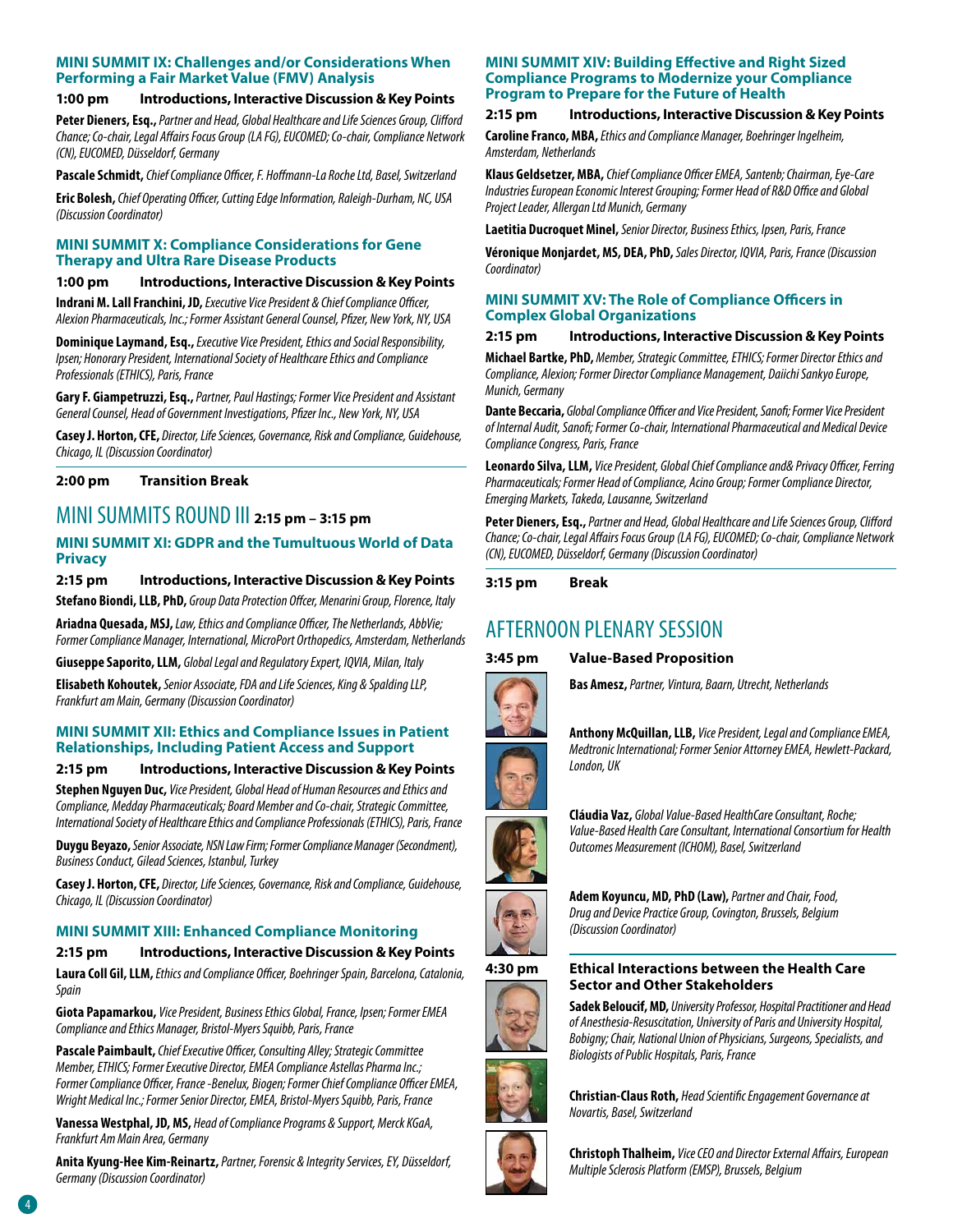### MINI SUMMIT IX: Challenges and/or Considerations When Performing a Fair Market Value (FMV) Analysis

**1:00 pm Introductions, Interactive Discussion & Key Points**

**Peter Dieners, Esq.,** *Partner and Head, Global Healthcare and Life Sciences Group, Clifford Chance; Co-chair, Legal Affairs Focus Group (LA FG), EUCOMED; Co-chair, Compliance Network (CN), EUCOMED, Düsseldorf, Germany*

**Pascale Schmidt,** *Chief Compliance Officer, F. Hoffmann-La Roche Ltd, Basel, Switzerland*

**Eric Bolesh,** *Chief Operating Officer, Cutting Edge Information, Raleigh-Durham, NC, USA (Discussion Coordinator)*

### MINI SUMMIT X: Compliance Considerations for Gene Therapy and Ultra Rare Disease Products

**1:00 pm Introductions, Interactive Discussion & Key Points**

**Indrani M. Lall Franchini, JD,** *Executive Vice President & Chief Compliance Officer, Alexion Pharmaceuticals, Inc.; Former Assistant General Counsel, Pfizer, New York, NY, USA*

**Dominique Laymand, Esq.,** *Executive Vice President, Ethics and Social Responsibility, Ipsen; Honorary President, International Society of Healthcare Ethics and Compliance Professionals (ETHICS), Paris, France*

**Gary F. Giampetruzzi, Esq.,** *Partner, Paul Hastings; Former Vice President and Assistant General Counsel, Head of Government Investigations, Pfizer Inc., New York, NY, USA*

**Casey J. Horton, CFE,** *Director, Life Sciences, Governance, Risk and Compliance, Guidehouse, Chicago, IL (Discussion Coordinator)*

**2:00 pm Transition Break**

## MINI SUMMITS ROUND III 2:15 pm – 3:15 pm

### MINI SUMMIT XI: GDPR and the Tumultuous World of Data Privacy

**2:15 pm Introductions, Interactive Discussion & Key Points**

**Stefano Biondi, LLB, PhD,** *Group Data Protection Offcer, Menarini Group, Florence, Italy*

**Ariadna Quesada, MSJ,** *Law, Ethics and Compliance Officer, The Netherlands, AbbVie; Former Compliance Manager, International, MicroPort Orthopedics, Amsterdam, Netherlands*

**Giuseppe Saporito, LLM,** *Global Legal and Regulatory Expert, IQVIA, Milan, Italy*

**Elisabeth Kohoutek,** *Senior Associate, FDA and Life Sciences, King & Spalding LLP, Frankfurt am Main, Germany (Discussion Coordinator)*

### MINI SUMMIT XII: Ethics and Compliance Issues in Patient Relationships, Including Patient Access and Support

**2:15 pm Introductions, Interactive Discussion & Key Points**

**Stephen Nguyen Duc,** *Vice President, Global Head of Human Resources and Ethics and Compliance, Medday Pharmaceuticals; Board Member and Co-chair, Strategic Committee, International Society of Healthcare Ethics and Compliance Professionals (ETHICS), Paris, France*

**Duygu Beyazo,** *Senior Associate, NSN Law Firm; Former Compliance Manager (Secondment), Business Conduct, Gilead Sciences, Istanbul, Turkey*

**Casey J. Horton, CFE,** *Director, Life Sciences, Governance, Risk and Compliance, Guidehouse, Chicago, IL (Discussion Coordinator)*

### MINI SUMMIT XIII: Enhanced Compliance Monitoring

**2:15 pm Introductions, Interactive Discussion & Key Points**

**Laura Coll Gil, LLM,** *Ethics and Compliance Officer, Boehringer Spain, Barcelona, Catalonia, Spain*

**Giota Papamarkou,** *Vice President, Business Ethics Global, France, Ipsen; Former EMEA Compliance and Ethics Manager, Bristol-Myers Squibb, Paris, France*

**Pascale Paimbault,** *Chief Executive Officer, Consulting Alley; Strategic Committee Member, ETHICS; Former Executive Director, EMEA Compliance Astellas Pharma Inc.; Former Compliance Officer, France -Benelux, Biogen; Former Chief Compliance Officer EMEA, Wright Medical Inc.; Former Senior Director, EMEA, Bristol-Myers Squibb, Paris, France*

**Vanessa Westphal, JD, MS,** *Head of Compliance Programs & Support, Merck KGaA, Frankfurt Am Main Area, Germany*

**Anita Kyung-Hee Kim-Reinartz,** *Partner, Forensic & Integrity Services, EY, Düsseldorf, Germany (Discussion Coordinator)*

### MINI SUMMIT XIV: Building Effective and Right Sized Compliance Programs to Modernize your Compliance Program to Prepare for the Future of Health

**2:15 pm Introductions, Interactive Discussion & Key Points**

**Caroline Franco, MBA,** *Ethics and Compliance Manager, Boehringer Ingelheim, Amsterdam, Netherlands*

**Klaus Geldsetzer, MBA,** *Chief Compliance Officer EMEA, Santenb; Chairman, Eye-Care Industries European Economic Interest Grouping; Former Head of R&D Office and Global Project Leader, Allergan Ltd Munich, Germany*

**Laetitia Ducroquet Minel,** *Senior Director, Business Ethics, Ipsen, Paris, France*

**Véronique Monjardet, MS, DEA, PhD,** *Sales Director, IQVIA, Paris, France (Discussion Coordinator)*

### MINI SUMMIT XV: The Role of Compliance Officers in Complex Global Organizations

**2:15 pm Introductions, Interactive Discussion & Key Points**

**Michael Bartke, PhD,** *Member, Strategic Committee, ETHICS; Former Director Ethics and Compliance, Alexion; Former Director Compliance Management, Daiichi Sankyo Europe, Munich, Germany*

**Dante Beccaria,** *Global Compliance Officer and Vice President, Sanofi; Former Vice President of Internal Audit, Sanofi; Former Co-chair, International Pharmaceutical and Medical Device Compliance Congress, Paris, France*

**Leonardo Silva, LLM,** *Vice President, Global Chief Compliance and& Privacy Officer, Ferring Pharmaceuticals; Former Head of Compliance, Acino Group; Former Compliance Director, Emerging Markets, Takeda, Lausanne, Switzerland*

**Peter Dieners, Esq.,** *Partner and Head, Global Healthcare and Life Sciences Group, Clifford Chance; Co-chair, Legal Affairs Focus Group (LA FG), EUCOMED; Co-chair, Compliance Network (CN), EUCOMED, Düsseldorf, Germany (Discussion Coordinator)*

**3:15 pm Break**

## AFTERNOON PLENARY SESSION

**3:45 pm Value-Based Proposition**

**Bas Amesz,** *Partner, Vintura, Baarn, Utrecht, Netherlands*

**Anthony McQuillan, LLB,** *Vice President, Legal and Compliance EMEA, Medtronic International; Former Senior Attorney EMEA, Hewlett-Packard, London, UK*

**Cláudia Vaz,** *Global Value-Based HealthCare Consultant, Roche; Value-Based Health Care Consultant, International Consortium for Health Outcomes Measurement (ICHOM), Basel, Switzerland*

**Adem Koyuncu, MD, PhD (Law),** *Partner and Chair, Food, Drug and Device Practice Group, Covington, Brussels, Belgium (Discussion Coordinator)*

**4:30 pm Ethical Interactions between the Health Care Sector and Other Stakeholders**

**Sadek Beloucif, MD,** *University Professor, Hospital Practitioner and Head of Anesthesia-Resuscitation, University of Paris and University Hospital, Bobigny; Chair, National Union of Physicians, Surgeons, Specialists, and Biologists of Public Hospitals, Paris, France*

**Christian-Claus Roth,** *Head Scientific Engagement Governance at Novartis, Basel, Switzerland*

**Christoph Thalheim,** *Vice CEO and Director External Affairs, European Multiple Sclerosis Platform (EMSP), Brussels, Belgium*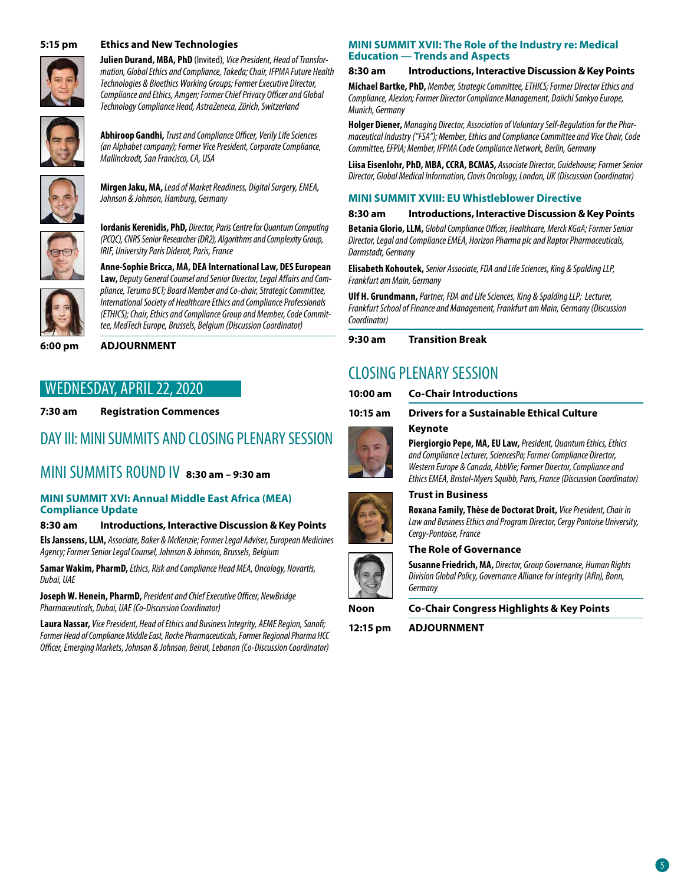**5:15 pm** **Ethics and New Technologies**

**Julien Durand, MBA, PhD** (Invited), *Vice President, Head of Transformation, Global Ethics and Compliance, Takeda; Chair, IFPMA Future Health Technologies & Bioethics Working Groups; Former Executive Director, Compliance and Ethics, Amgen; Former Chief Privacy Officer and Global Technology Compliance Head, AstraZeneca, Zürich, Switzerland*

**Abhiroop Gandhi,** *Trust and Compliance Officer, Verily Life Sciences (an Alphabet company); Former Vice President, Corporate Compliance, Mallinckrodt, San Francisco, CA, USA*

**Mirgen Jaku, MA,** *Lead of Market Readiness, Digital Surgery, EMEA, Johnson & Johnson, Hamburg, Germany*

**Iordanis Kerenidis, PhD,** *Director, Paris Centre for Quantum Computing (PCQC), CNRS Senior Researcher (DR2), Algorithms and Complexity Group, IRIF, University Paris Diderot, Paris, France*

**Anne-Sophie Bricca, MA, DEA International Law, DES European Law,** *Deputy General Counsel and Senior Director, Legal Affairs and Compliance, Terumo BCT; Board Member and Co-chair, Strategic Committee, International Society of Healthcare Ethics and Compliance Professionals (ETHICS); Chair, Ethics and Compliance Group and Member, Code Committee, MedTech Europe, Brussels, Belgium (Discussion Coordinator)*

**6:00 pm** **ADJOURNMENT**

## WEDNESDAY, APRIL 22, 2020

**7:30 am** **Registration Commences**

# DAY III: MINI SUMMITS AND CLOSING PLENARY SESSION

## MINI SUMMITS ROUND IV 8:30 am – 9:30 am

### MINI SUMMIT XVI: Annual Middle East Africa (MEA) Compliance Update

**8:30 am** **Introductions, Interactive Discussion & Key Points**

**Els Janssens, LLM,** *Associate, Baker & McKenzie; Former Legal Adviser, European Medicines Agency; Former Senior Legal Counsel, Johnson & Johnson, Brussels, Belgium*

**Samar Wakim, PharmD,** *Ethics, Risk and Compliance Head MEA, Oncology, Novartis, Dubai, UAE*

**Joseph W. Henein, PharmD,** *President and Chief Executive Officer, NewBridge Pharmaceuticals, Dubai, UAE (Co-Discussion Coordinator)*

**Laura Nassar,** *Vice President, Head of Ethics and Business Integrity, AEME Region, Sanofi; Former Head of Compliance Middle East, Roche Pharmaceuticals, Former Regional Pharma HCC Officer, Emerging Markets, Johnson & Johnson, Beirut, Lebanon (Co-Discussion Coordinator)*

### MINI SUMMIT XVII: The Role of the Industry re: Medical Education — Trends and Aspects

**8:30 am** **Introductions, Interactive Discussion & Key Points**

**Michael Bartke, PhD,** *Member, Strategic Committee, ETHICS; Former Director Ethics and Compliance, Alexion; Former Director Compliance Management, Daiichi Sankyo Europe, Munich, Germany*

**Holger Diener,** *Managing Director, Association of Voluntary Self-Regulation for the Pharmaceutical Industry ("FSA"); Member, Ethics and Compliance Committee and Vice Chair, Code Committee, EFPIA; Member, IFPMA Code Compliance Network, Berlin, Germany*

**Liisa Eisenlohr, PhD, MBA, CCRA, BCMAS,** *Associate Director, Guidehouse; Former Senior Director, Global Medical Information, Clovis Oncology, London, UK (Discussion Coordinator)*

### MINI SUMMIT XVIII: EU Whistleblower Directive

**8:30 am** **Introductions, Interactive Discussion & Key Points**

**Betania Glorio, LLM,** *Global Compliance Officer, Healthcare, Merck KGaA; Former Senior Director, Legal and Compliance EMEA, Horizon Pharma plc and Raptor Pharmaceuticals, Darmstadt, Germany*

**Elisabeth Kohoutek,** *Senior Associate, FDA and Life Sciences, King & Spalding LLP, Frankfurt am Main, Germany*

**Ulf H. Grundmann,** *Partner, FDA and Life Sciences, King & Spalding LLP; Lecturer, Frankfurt School of Finance and Management, Frankfurt am Main, Germany (Discussion Coordinator)*

**9:30 am** **Transition Break**

## CLOSING PLENARY SESSION

**10:00 am** **Co-Chair Introductions**

**10:15 am** **Drivers for a Sustainable Ethical Culture**

**Keynote**

**Piergiorgio Pepe, MA, EU Law,** *President, Quantum Ethics, Ethics and Compliance Lecturer, SciencesPo; Former Compliance Director, Western Europe & Canada, AbbVie; Former Director, Compliance and Ethics EMEA, Bristol-Myers Squibb, Paris, France (Discussion Coordinator)*

**Trust in Business**

**Roxana Family, Thèse de Doctorat Droit,** *Vice President, Chair in Law and Business Ethics and Program Director, Cergy Pontoise University, Cergy-Pontoise, France*

**The Role of Governance**

**Susanne Friedrich, MA,** *Director, Group Governance, Human Rights Division Global Policy, Governance Alliance for Integrity (AfIn), Bonn, Germany*

**Noon** **Co-Chair Congress Highlights & Key Points**

**12:15 pm** **ADJOURNMENT**